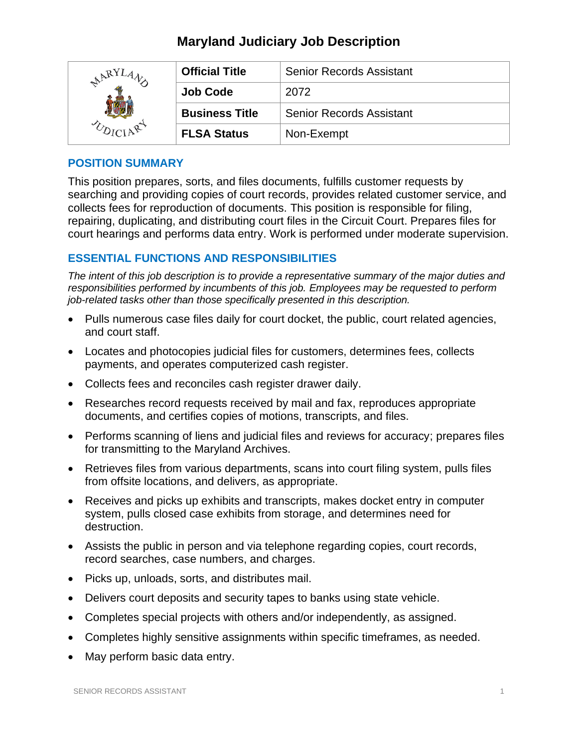# Maryland Judiciary Job Description

| | Official Title | Senior Records Assistant |
|---|---|---|
| | **Job Code** | 2072 |
| | **Business Title** | Senior Records Assistant |
| | **FLSA Status** | Non-Exempt |

## POSITION SUMMARY

This position prepares, sorts, and files documents, fulfills customer requests by searching and providing copies of court records, provides related customer service, and collects fees for reproduction of documents. This position is responsible for filing, repairing, duplicating, and distributing court files in the Circuit Court. Prepares files for court hearings and performs data entry. Work is performed under moderate supervision.

## ESSENTIAL FUNCTIONS AND RESPONSIBILITIES

*The intent of this job description is to provide a representative summary of the major duties and responsibilities performed by incumbents of this job. Employees may be requested to perform job-related tasks other than those specifically presented in this description.*

- Pulls numerous case files daily for court docket, the public, court related agencies, and court staff.
- Locates and photocopies judicial files for customers, determines fees, collects payments, and operates computerized cash register.
- Collects fees and reconciles cash register drawer daily.
- Researches record requests received by mail and fax, reproduces appropriate documents, and certifies copies of motions, transcripts, and files.
- Performs scanning of liens and judicial files and reviews for accuracy; prepares files for transmitting to the Maryland Archives.
- Retrieves files from various departments, scans into court filing system, pulls files from offsite locations, and delivers, as appropriate.
- Receives and picks up exhibits and transcripts, makes docket entry in computer system, pulls closed case exhibits from storage, and determines need for destruction.
- Assists the public in person and via telephone regarding copies, court records, record searches, case numbers, and charges.
- Picks up, unloads, sorts, and distributes mail.
- Delivers court deposits and security tapes to banks using state vehicle.
- Completes special projects with others and/or independently, as assigned.
- Completes highly sensitive assignments within specific timeframes, as needed.
- May perform basic data entry.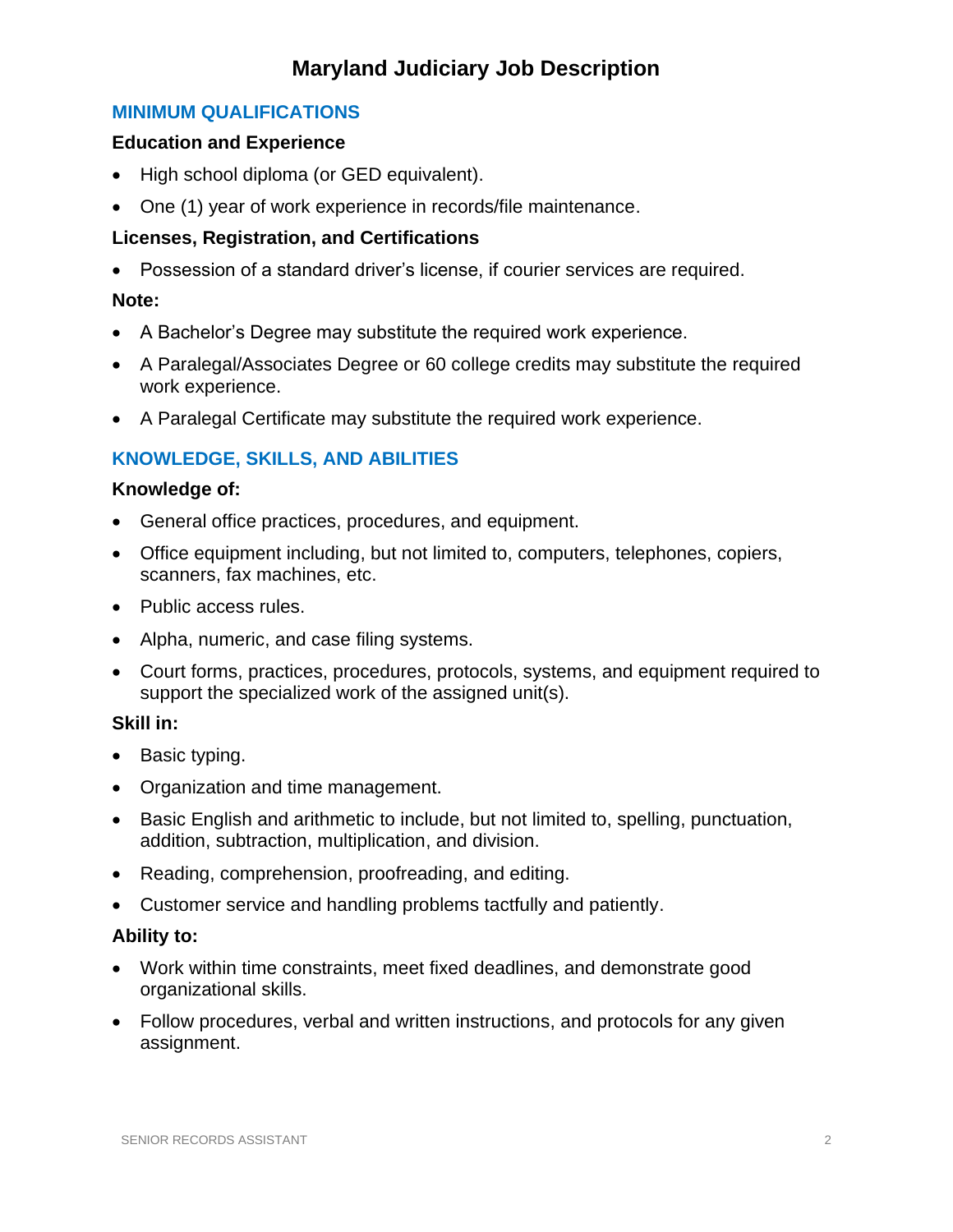# Maryland Judiciary Job Description

## MINIMUM QUALIFICATIONS

### Education and Experience

- High school diploma (or GED equivalent).
- One (1) year of work experience in records/file maintenance.

### Licenses, Registration, and Certifications

- Possession of a standard driver's license, if courier services are required.

### Note:

- A Bachelor's Degree may substitute the required work experience.
- A Paralegal/Associates Degree or 60 college credits may substitute the required work experience.
- A Paralegal Certificate may substitute the required work experience.

## KNOWLEDGE, SKILLS, AND ABILITIES

### Knowledge of:

- General office practices, procedures, and equipment.
- Office equipment including, but not limited to, computers, telephones, copiers, scanners, fax machines, etc.
- Public access rules.
- Alpha, numeric, and case filing systems.
- Court forms, practices, procedures, protocols, systems, and equipment required to support the specialized work of the assigned unit(s).

### Skill in:

- Basic typing.
- Organization and time management.
- Basic English and arithmetic to include, but not limited to, spelling, punctuation, addition, subtraction, multiplication, and division.
- Reading, comprehension, proofreading, and editing.
- Customer service and handling problems tactfully and patiently.

### Ability to:

- Work within time constraints, meet fixed deadlines, and demonstrate good organizational skills.
- Follow procedures, verbal and written instructions, and protocols for any given assignment.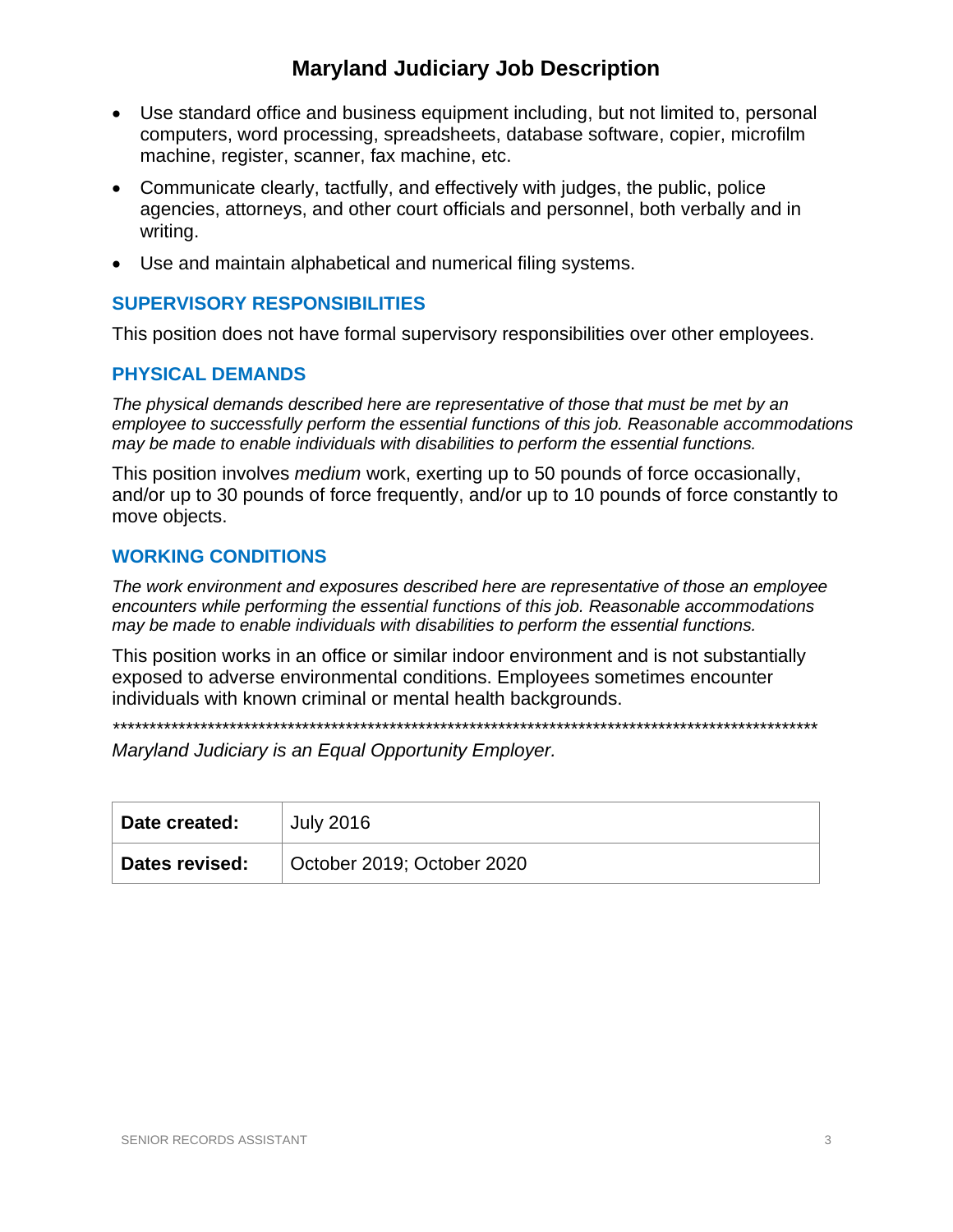- Use standard office and business equipment including, but not limited to, personal computers, word processing, spreadsheets, database software, copier, microfilm machine, register, scanner, fax machine, etc.
- Communicate clearly, tactfully, and effectively with judges, the public, police agencies, attorneys, and other court officials and personnel, both verbally and in writing.
- Use and maintain alphabetical and numerical filing systems.

## SUPERVISORY RESPONSIBILITIES

This position does not have formal supervisory responsibilities over other employees.

## PHYSICAL DEMANDS

*The physical demands described here are representative of those that must be met by an employee to successfully perform the essential functions of this job. Reasonable accommodations may be made to enable individuals with disabilities to perform the essential functions.*

This position involves *medium* work, exerting up to 50 pounds of force occasionally, and/or up to 30 pounds of force frequently, and/or up to 10 pounds of force constantly to move objects.

## WORKING CONDITIONS

*The work environment and exposures described here are representative of those an employee encounters while performing the essential functions of this job. Reasonable accommodations may be made to enable individuals with disabilities to perform the essential functions.*

This position works in an office or similar indoor environment and is not substantially exposed to adverse environmental conditions. Employees sometimes encounter individuals with known criminal or mental health backgrounds.

****************************************************************************************************

*Maryland Judiciary is an Equal Opportunity Employer.*

| | |
|---|---|
| **Date created:** | July 2016 |
| **Dates revised:** | October 2019; October 2020 |